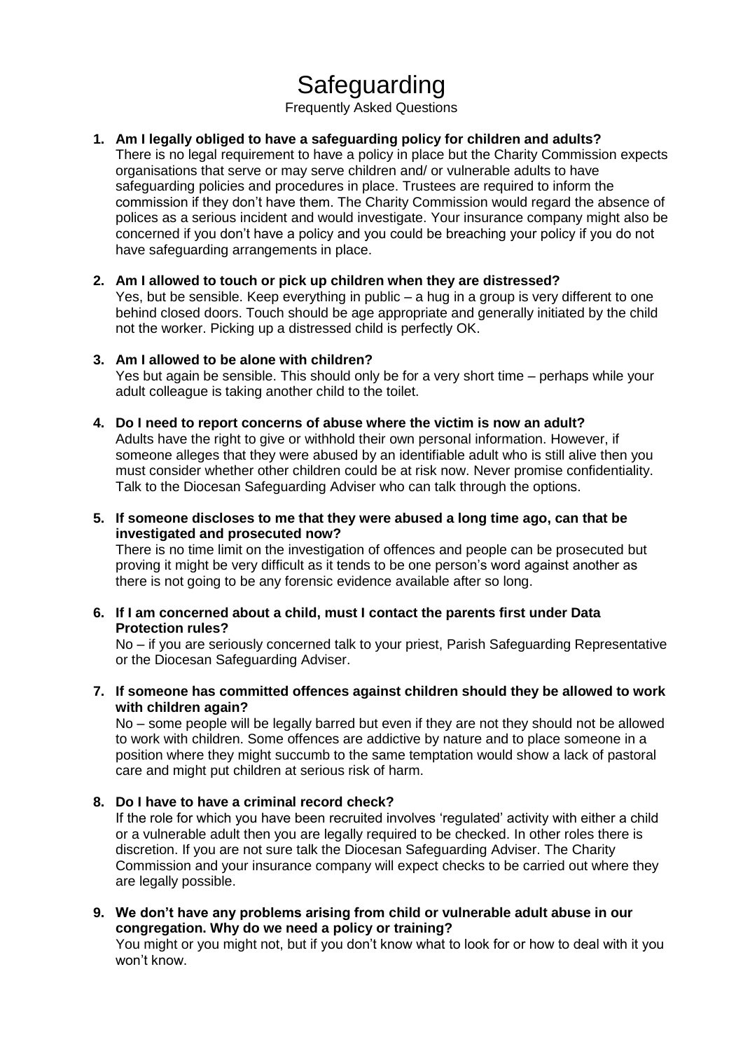# Safeguarding

Frequently Asked Questions

1. **Am I legally obliged to have a safeguarding policy for children and adults?**
   There is no legal requirement to have a policy in place but the Charity Commission expects organisations that serve or may serve children and/ or vulnerable adults to have safeguarding policies and procedures in place. Trustees are required to inform the commission if they don't have them. The Charity Commission would regard the absence of polices as a serious incident and would investigate. Your insurance company might also be concerned if you don't have a policy and you could be breaching your policy if you do not have safeguarding arrangements in place.

2. **Am I allowed to touch or pick up children when they are distressed?**
   Yes, but be sensible. Keep everything in public – a hug in a group is very different to one behind closed doors. Touch should be age appropriate and generally initiated by the child not the worker. Picking up a distressed child is perfectly OK.

3. **Am I allowed to be alone with children?**
   Yes but again be sensible. This should only be for a very short time – perhaps while your adult colleague is taking another child to the toilet.

4. **Do I need to report concerns of abuse where the victim is now an adult?**
   Adults have the right to give or withhold their own personal information. However, if someone alleges that they were abused by an identifiable adult who is still alive then you must consider whether other children could be at risk now. Never promise confidentiality. Talk to the Diocesan Safeguarding Adviser who can talk through the options.

5. **If someone discloses to me that they were abused a long time ago, can that be investigated and prosecuted now?**
   There is no time limit on the investigation of offences and people can be prosecuted but proving it might be very difficult as it tends to be one person's word against another as there is not going to be any forensic evidence available after so long.

6. **If I am concerned about a child, must I contact the parents first under Data Protection rules?**
   No – if you are seriously concerned talk to your priest, Parish Safeguarding Representative or the Diocesan Safeguarding Adviser.

7. **If someone has committed offences against children should they be allowed to work with children again?**
   No – some people will be legally barred but even if they are not they should not be allowed to work with children. Some offences are addictive by nature and to place someone in a position where they might succumb to the same temptation would show a lack of pastoral care and might put children at serious risk of harm.

8. **Do I have to have a criminal record check?**
   If the role for which you have been recruited involves 'regulated' activity with either a child or a vulnerable adult then you are legally required to be checked. In other roles there is discretion. If you are not sure talk the Diocesan Safeguarding Adviser. The Charity Commission and your insurance company will expect checks to be carried out where they are legally possible.

9. **We don't have any problems arising from child or vulnerable adult abuse in our congregation. Why do we need a policy or training?**
   You might or you might not, but if you don't know what to look for or how to deal with it you won't know.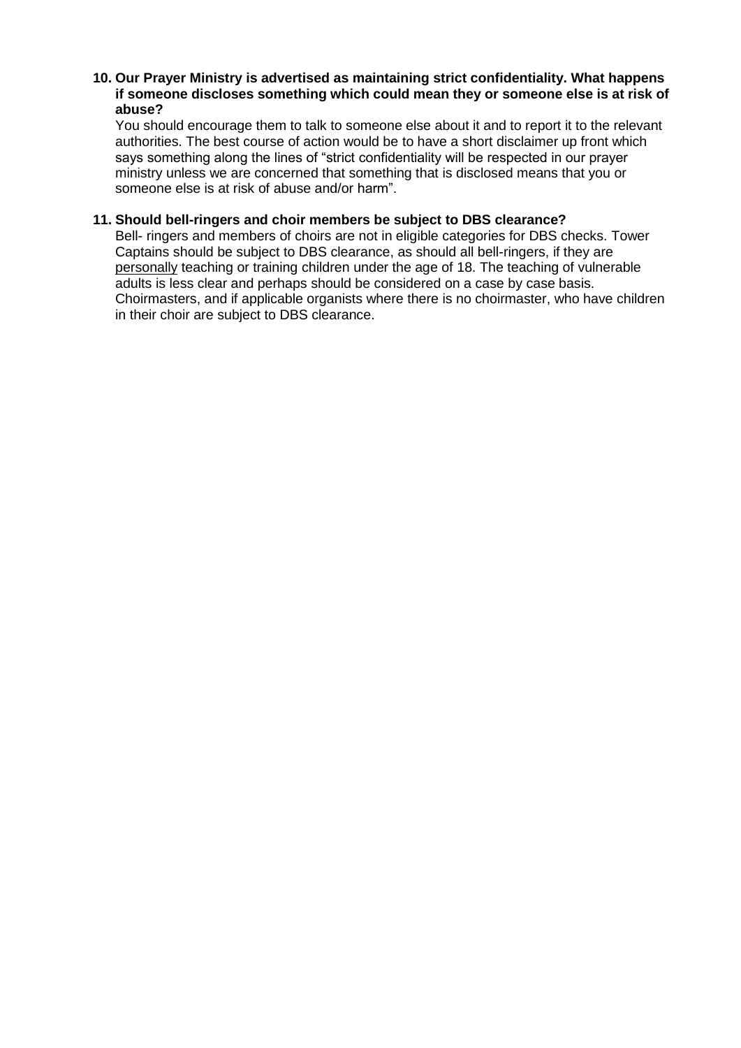10. **Our Prayer Ministry is advertised as maintaining strict confidentiality. What happens if someone discloses something which could mean they or someone else is at risk of abuse?**

    You should encourage them to talk to someone else about it and to report it to the relevant authorities. The best course of action would be to have a short disclaimer up front which says something along the lines of "strict confidentiality will be respected in our prayer ministry unless we are concerned that something that is disclosed means that you or someone else is at risk of abuse and/or harm".

11. **Should bell-ringers and choir members be subject to DBS clearance?**

    Bell- ringers and members of choirs are not in eligible categories for DBS checks. Tower Captains should be subject to DBS clearance, as should all bell-ringers, if they are <u>personally</u> teaching or training children under the age of 18. The teaching of vulnerable adults is less clear and perhaps should be considered on a case by case basis. Choirmasters, and if applicable organists where there is no choirmaster, who have children in their choir are subject to DBS clearance.